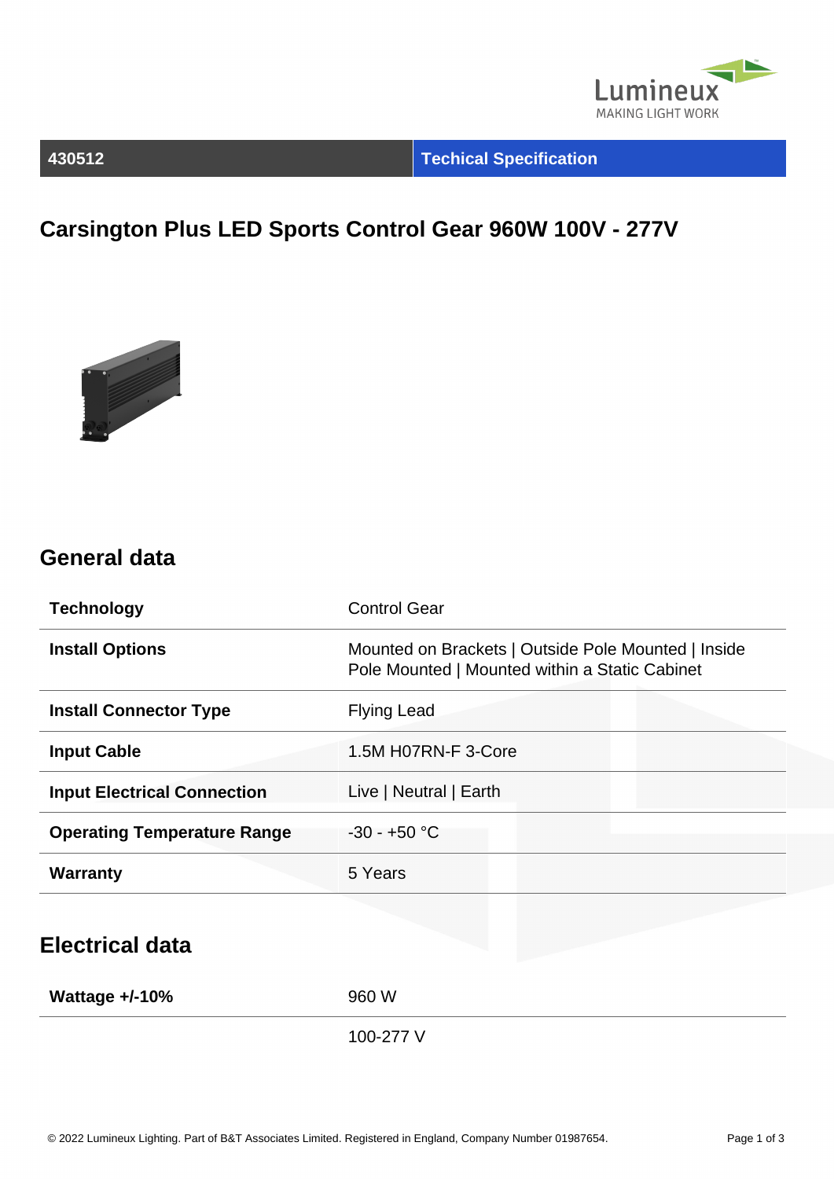430512 | Techical Specification

# Carsington Plus LED Sports Control Gear 960W 100V - 277V

## General data

| | |
|---|---|
| **Technology** | Control Gear |
| **Install Options** | Mounted on Brackets \| Outside Pole Mounted \| Inside Pole Mounted \| Mounted within a Static Cabinet |
| **Install Connector Type** | Flying Lead |
| **Input Cable** | 1.5M H07RN-F 3-Core |
| **Input Electrical Connection** | Live \| Neutral \| Earth |
| **Operating Temperature Range** | -30 - +50 °C |
| **Warranty** | 5 Years |

## Electrical data

| | |
|---|---|
| **Wattage +/-10%** | 960 W |
| | 100-277 V |

© 2022 Lumineux Lighting. Part of B&T Associates Limited. Registered in England, Company Number 01987654.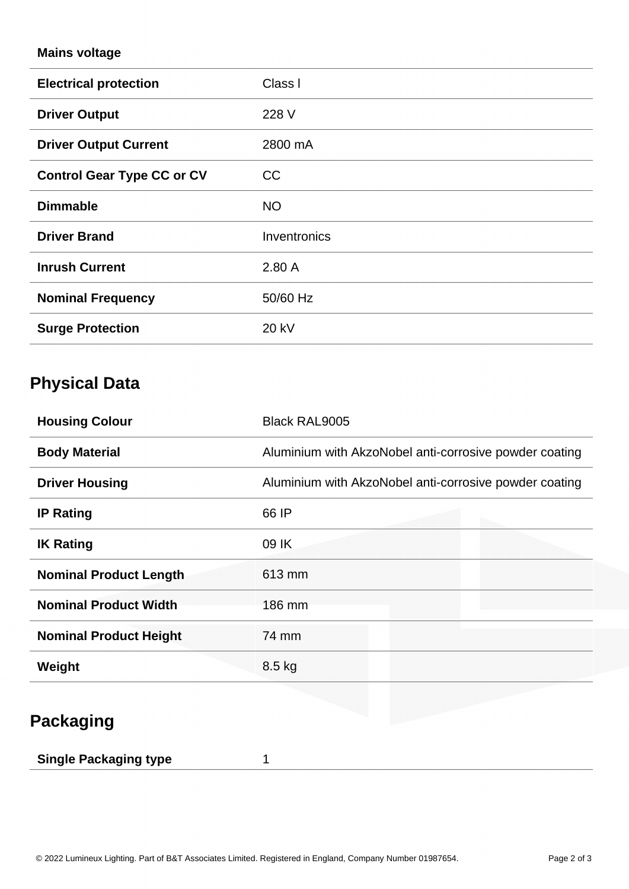| Mains voltage | |
|---|---|
| **Electrical protection** | Class I |
| **Driver Output** | 228 V |
| **Driver Output Current** | 2800 mA |
| **Control Gear Type CC or CV** | CC |
| **Dimmable** | NO |
| **Driver Brand** | Inventronics |
| **Inrush Current** | 2.80 A |
| **Nominal Frequency** | 50/60 Hz |
| **Surge Protection** | 20 kV |

## Physical Data

| **Housing Colour** | Black RAL9005 |
|---|---|
| **Body Material** | Aluminium with AkzoNobel anti-corrosive powder coating |
| **Driver Housing** | Aluminium with AkzoNobel anti-corrosive powder coating |
| **IP Rating** | 66 IP |
| **IK Rating** | 09 IK |
| **Nominal Product Length** | 613 mm |
| **Nominal Product Width** | 186 mm |
| **Nominal Product Height** | 74 mm |
| **Weight** | 8.5 kg |

## Packaging

| **Single Packaging type** | 1 |
|---|---|

© 2022 Lumineux Lighting. Part of B&T Associates Limited. Registered in England, Company Number 01987654.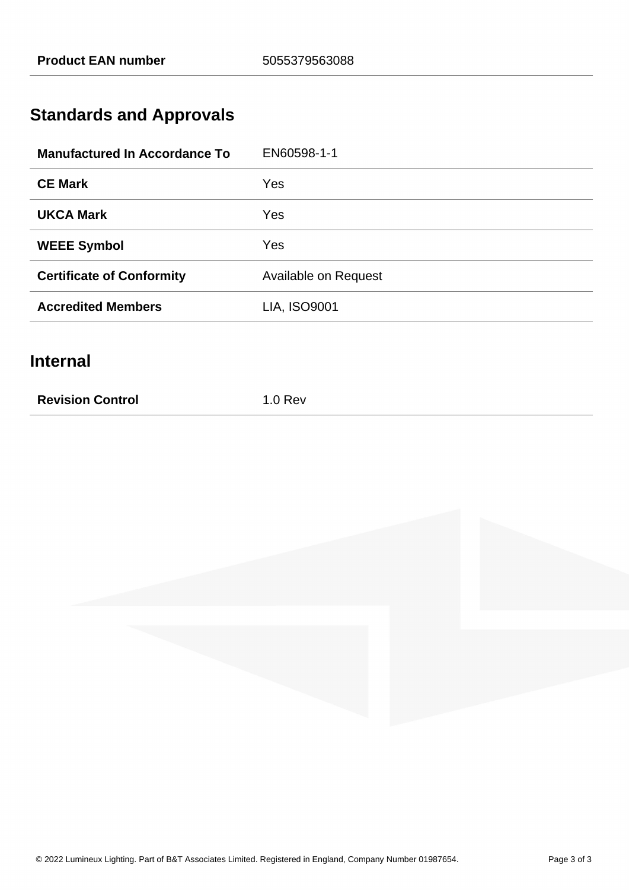| | |
|---|---|
| **Product EAN number** | 5055379563088 |

## Standards and Approvals

| | |
|---|---|
| **Manufactured In Accordance To** | EN60598-1-1 |
| **CE Mark** | Yes |
| **UKCA Mark** | Yes |
| **WEEE Symbol** | Yes |
| **Certificate of Conformity** | Available on Request |
| **Accredited Members** | LIA, ISO9001 |

## Internal

| | |
|---|---|
| **Revision Control** | 1.0 Rev |

© 2022 Lumineux Lighting. Part of B&T Associates Limited. Registered in England, Company Number 01987654.